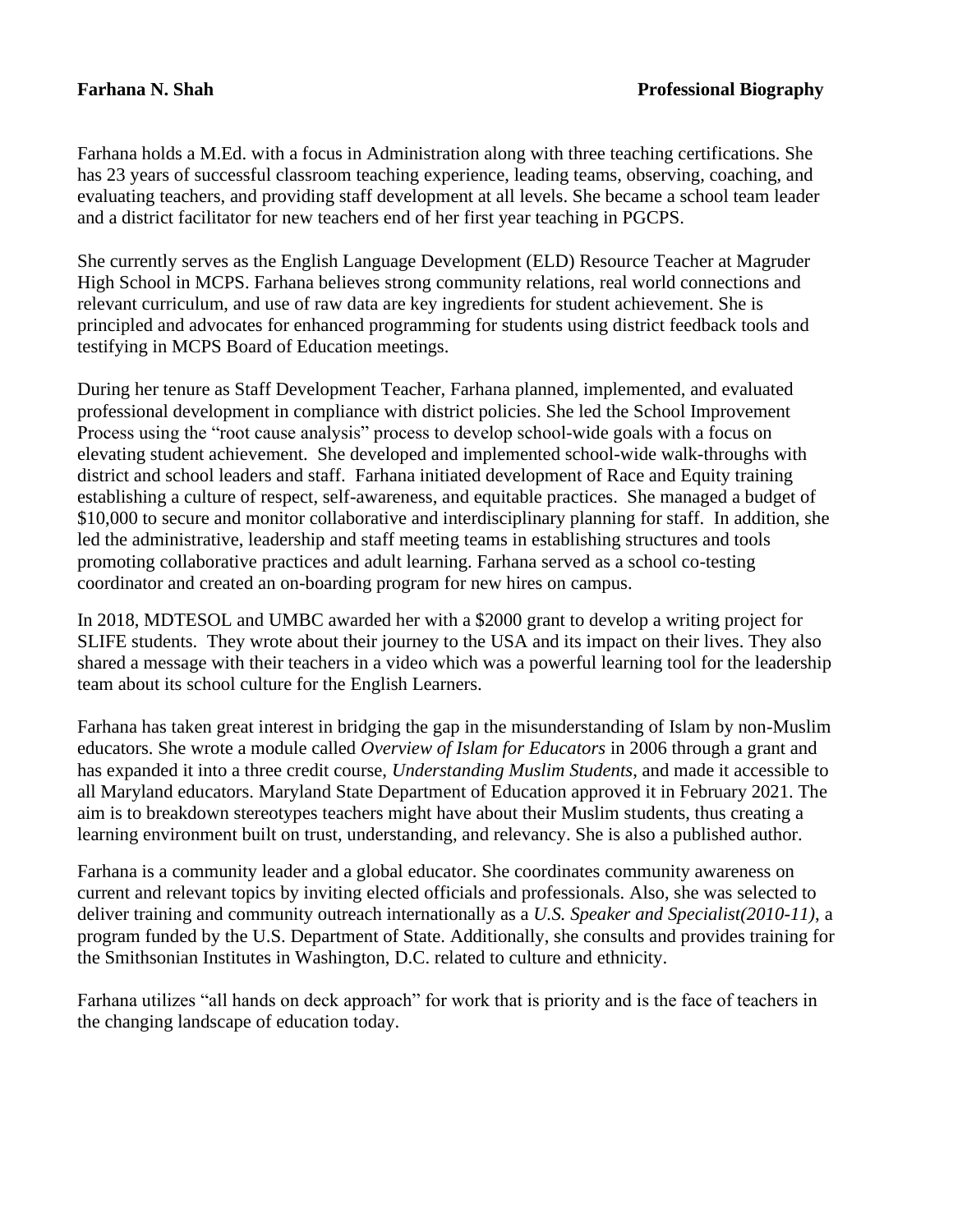**Farhana N. Shah** **Professional Biography**

Farhana holds a M.Ed. with a focus in Administration along with three teaching certifications. She has 23 years of successful classroom teaching experience, leading teams, observing, coaching, and evaluating teachers, and providing staff development at all levels. She became a school team leader and a district facilitator for new teachers end of her first year teaching in PGCPS.

She currently serves as the English Language Development (ELD) Resource Teacher at Magruder High School in MCPS. Farhana believes strong community relations, real world connections and relevant curriculum, and use of raw data are key ingredients for student achievement. She is principled and advocates for enhanced programming for students using district feedback tools and testifying in MCPS Board of Education meetings.

During her tenure as Staff Development Teacher, Farhana planned, implemented, and evaluated professional development in compliance with district policies. She led the School Improvement Process using the "root cause analysis" process to develop school-wide goals with a focus on elevating student achievement. She developed and implemented school-wide walk-throughs with district and school leaders and staff. Farhana initiated development of Race and Equity training establishing a culture of respect, self-awareness, and equitable practices. She managed a budget of $10,000 to secure and monitor collaborative and interdisciplinary planning for staff. In addition, she led the administrative, leadership and staff meeting teams in establishing structures and tools promoting collaborative practices and adult learning. Farhana served as a school co-testing coordinator and created an on-boarding program for new hires on campus.

In 2018, MDTESOL and UMBC awarded her with a $2000 grant to develop a writing project for SLIFE students. They wrote about their journey to the USA and its impact on their lives. They also shared a message with their teachers in a video which was a powerful learning tool for the leadership team about its school culture for the English Learners.

Farhana has taken great interest in bridging the gap in the misunderstanding of Islam by non-Muslim educators. She wrote a module called *Overview of Islam for Educators* in 2006 through a grant and has expanded it into a three credit course, *Understanding Muslim Students*, and made it accessible to all Maryland educators. Maryland State Department of Education approved it in February 2021. The aim is to breakdown stereotypes teachers might have about their Muslim students, thus creating a learning environment built on trust, understanding, and relevancy. She is also a published author.

Farhana is a community leader and a global educator. She coordinates community awareness on current and relevant topics by inviting elected officials and professionals. Also, she was selected to deliver training and community outreach internationally as a *U.S. Speaker and Specialist(2010-11)*, a program funded by the U.S. Department of State. Additionally, she consults and provides training for the Smithsonian Institutes in Washington, D.C. related to culture and ethnicity.

Farhana utilizes "all hands on deck approach" for work that is priority and is the face of teachers in the changing landscape of education today.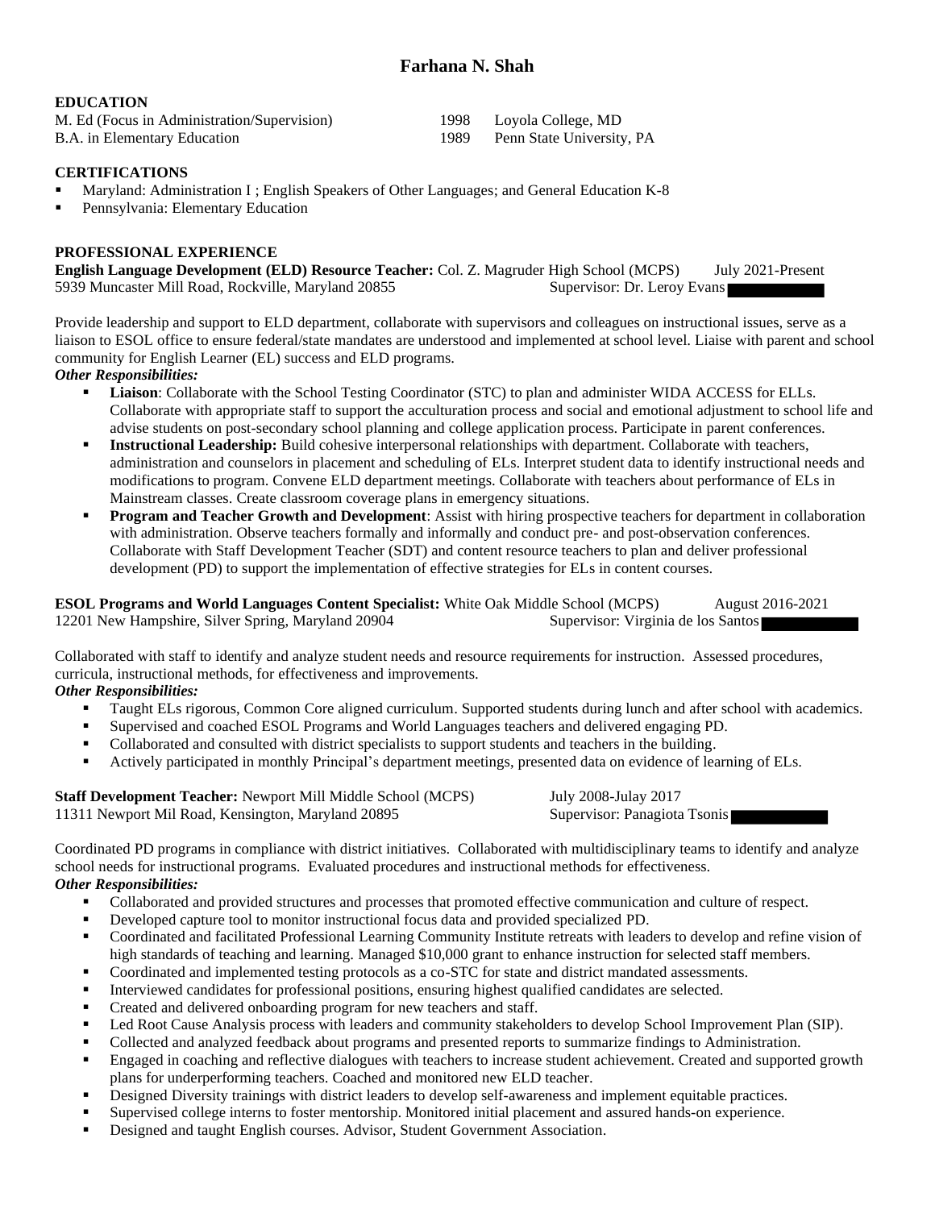# Farhana N. Shah

## EDUCATION

M. Ed (Focus in Administration/Supervision) 1998 Loyola College, MD
B.A. in Elementary Education 1989 Penn State University, PA

## CERTIFICATIONS

- Maryland: Administration I ; English Speakers of Other Languages; and General Education K-8
- Pennsylvania: Elementary Education

## PROFESSIONAL EXPERIENCE

**English Language Development (ELD) Resource Teacher:** Col. Z. Magruder High School (MCPS) July 2021-Present
5939 Muncaster Mill Road, Rockville, Maryland 20855 Supervisor: Dr. Leroy Evans

Provide leadership and support to ELD department, collaborate with supervisors and colleagues on instructional issues, serve as a liaison to ESOL office to ensure federal/state mandates are understood and implemented at school level. Liaise with parent and school community for English Learner (EL) success and ELD programs.

***Other Responsibilities:***

- **Liaison**: Collaborate with the School Testing Coordinator (STC) to plan and administer WIDA ACCESS for ELLs. Collaborate with appropriate staff to support the acculturation process and social and emotional adjustment to school life and advise students on post-secondary school planning and college application process. Participate in parent conferences.
- **Instructional Leadership:** Build cohesive interpersonal relationships with department. Collaborate with teachers, administration and counselors in placement and scheduling of ELs. Interpret student data to identify instructional needs and modifications to program. Convene ELD department meetings. Collaborate with teachers about performance of ELs in Mainstream classes. Create classroom coverage plans in emergency situations.
- **Program and Teacher Growth and Development**: Assist with hiring prospective teachers for department in collaboration with administration. Observe teachers formally and informally and conduct pre- and post-observation conferences. Collaborate with Staff Development Teacher (SDT) and content resource teachers to plan and deliver professional development (PD) to support the implementation of effective strategies for ELs in content courses.

**ESOL Programs and World Languages Content Specialist:** White Oak Middle School (MCPS) August 2016-2021
12201 New Hampshire, Silver Spring, Maryland 20904 Supervisor: Virginia de los Santos

Collaborated with staff to identify and analyze student needs and resource requirements for instruction. Assessed procedures, curricula, instructional methods, for effectiveness and improvements.

***Other Responsibilities:***

- Taught ELs rigorous, Common Core aligned curriculum. Supported students during lunch and after school with academics.
- Supervised and coached ESOL Programs and World Languages teachers and delivered engaging PD.
- Collaborated and consulted with district specialists to support students and teachers in the building.
- Actively participated in monthly Principal's department meetings, presented data on evidence of learning of ELs.

**Staff Development Teacher:** Newport Mill Middle School (MCPS) July 2008-Julay 2017
11311 Newport Mil Road, Kensington, Maryland 20895 Supervisor: Panagiota Tsonis

Coordinated PD programs in compliance with district initiatives. Collaborated with multidisciplinary teams to identify and analyze school needs for instructional programs. Evaluated procedures and instructional methods for effectiveness.

***Other Responsibilities:***

- Collaborated and provided structures and processes that promoted effective communication and culture of respect.
- Developed capture tool to monitor instructional focus data and provided specialized PD.
- Coordinated and facilitated Professional Learning Community Institute retreats with leaders to develop and refine vision of high standards of teaching and learning. Managed $10,000 grant to enhance instruction for selected staff members.
- Coordinated and implemented testing protocols as a co-STC for state and district mandated assessments.
- Interviewed candidates for professional positions, ensuring highest qualified candidates are selected.
- Created and delivered onboarding program for new teachers and staff.
- Led Root Cause Analysis process with leaders and community stakeholders to develop School Improvement Plan (SIP).
- Collected and analyzed feedback about programs and presented reports to summarize findings to Administration.
- Engaged in coaching and reflective dialogues with teachers to increase student achievement. Created and supported growth plans for underperforming teachers. Coached and monitored new ELD teacher.
- Designed Diversity trainings with district leaders to develop self-awareness and implement equitable practices.
- Supervised college interns to foster mentorship. Monitored initial placement and assured hands-on experience.
- Designed and taught English courses. Advisor, Student Government Association.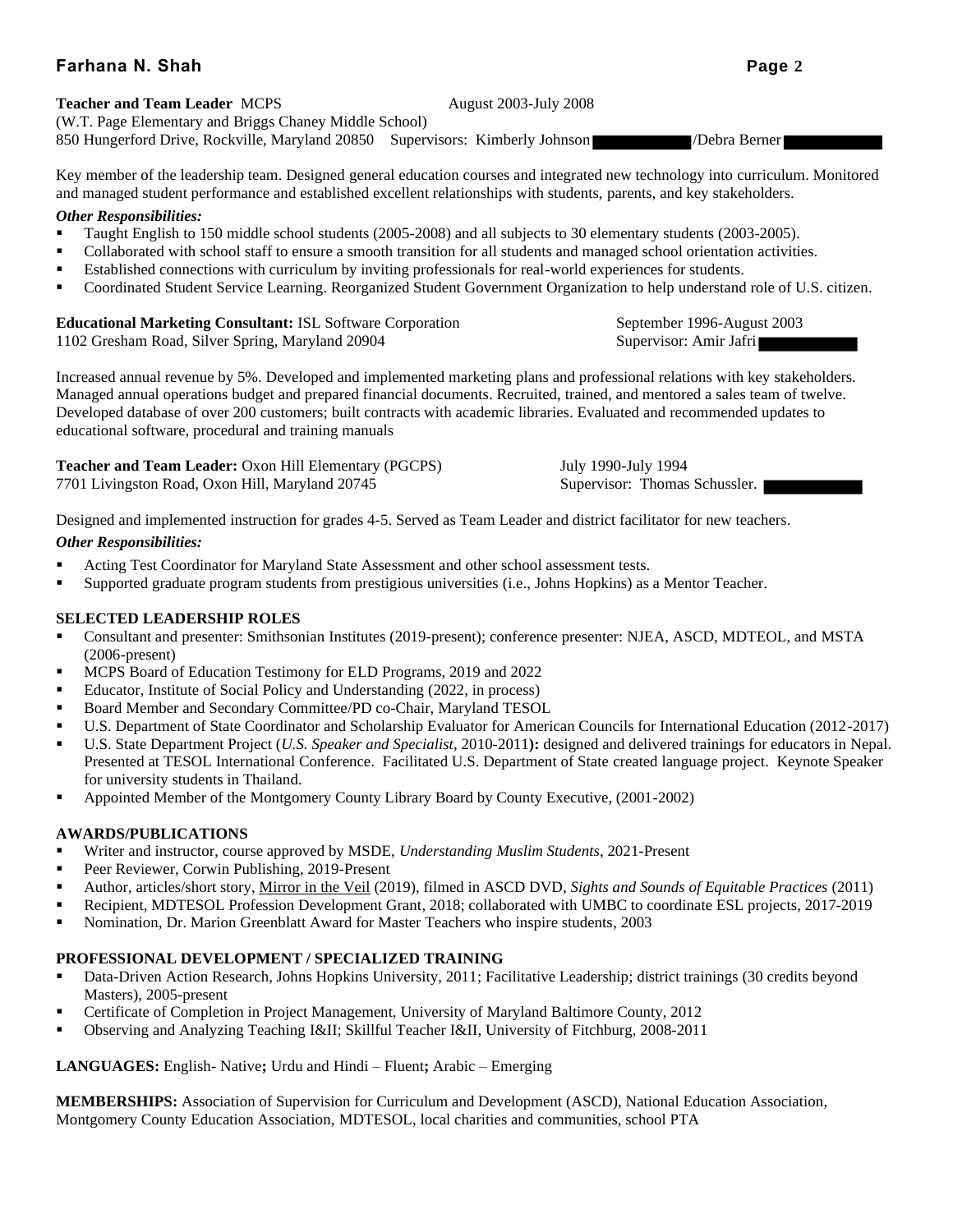**Teacher and Team Leader** MCPS August 2003-July 2008
(W.T. Page Elementary and Briggs Chaney Middle School)
850 Hungerford Drive, Rockville, Maryland 20850 Supervisors: Kimberly Johnson /Debra Berner

Key member of the leadership team. Designed general education courses and integrated new technology into curriculum. Monitored and managed student performance and established excellent relationships with students, parents, and key stakeholders.

***Other Responsibilities:***

- Taught English to 150 middle school students (2005-2008) and all subjects to 30 elementary students (2003-2005).
- Collaborated with school staff to ensure a smooth transition for all students and managed school orientation activities.
- Established connections with curriculum by inviting professionals for real-world experiences for students.
- Coordinated Student Service Learning. Reorganized Student Government Organization to help understand role of U.S. citizen.

**Educational Marketing Consultant:** ISL Software Corporation September 1996-August 2003
1102 Gresham Road, Silver Spring, Maryland 20904 Supervisor: Amir Jafri

Increased annual revenue by 5%. Developed and implemented marketing plans and professional relations with key stakeholders. Managed annual operations budget and prepared financial documents. Recruited, trained, and mentored a sales team of twelve. Developed database of over 200 customers; built contracts with academic libraries. Evaluated and recommended updates to educational software, procedural and training manuals

**Teacher and Team Leader:** Oxon Hill Elementary (PGCPS) July 1990-July 1994
7701 Livingston Road, Oxon Hill, Maryland 20745 Supervisor: Thomas Schussler.

Designed and implemented instruction for grades 4-5. Served as Team Leader and district facilitator for new teachers.

***Other Responsibilities:***

- Acting Test Coordinator for Maryland State Assessment and other school assessment tests.
- Supported graduate program students from prestigious universities (i.e., Johns Hopkins) as a Mentor Teacher.

**SELECTED LEADERSHIP ROLES**

- Consultant and presenter: Smithsonian Institutes (2019-present); conference presenter: NJEA, ASCD, MDTEOL, and MSTA (2006-present)
- MCPS Board of Education Testimony for ELD Programs, 2019 and 2022
- Educator, Institute of Social Policy and Understanding (2022, in process)
- Board Member and Secondary Committee/PD co-Chair, Maryland TESOL
- U.S. Department of State Coordinator and Scholarship Evaluator for American Councils for International Education (2012-2017)
- U.S. State Department Project (*U.S. Speaker and Specialist*, 2010-2011**):** designed and delivered trainings for educators in Nepal. Presented at TESOL International Conference. Facilitated U.S. Department of State created language project. Keynote Speaker for university students in Thailand.
- Appointed Member of the Montgomery County Library Board by County Executive, (2001-2002)

**AWARDS/PUBLICATIONS**

- Writer and instructor, course approved by MSDE, *Understanding Muslim Students*, 2021-Present
- Peer Reviewer, Corwin Publishing, 2019-Present
- Author, articles/short story, <u>Mirror in the Veil</u> (2019), filmed in ASCD DVD, *Sights and Sounds of Equitable Practices* (2011)
- Recipient, MDTESOL Profession Development Grant, 2018; collaborated with UMBC to coordinate ESL projects, 2017-2019
- Nomination, Dr. Marion Greenblatt Award for Master Teachers who inspire students, 2003

**PROFESSIONAL DEVELOPMENT / SPECIALIZED TRAINING**

- Data-Driven Action Research, Johns Hopkins University, 2011; Facilitative Leadership; district trainings (30 credits beyond Masters), 2005-present
- Certificate of Completion in Project Management, University of Maryland Baltimore County, 2012
- Observing and Analyzing Teaching I&II; Skillful Teacher I&II, University of Fitchburg, 2008-2011

**LANGUAGES:** English- Native**;** Urdu and Hindi – Fluent**;** Arabic – Emerging

**MEMBERSHIPS:** Association of Supervision for Curriculum and Development (ASCD), National Education Association, Montgomery County Education Association, MDTESOL, local charities and communities, school PTA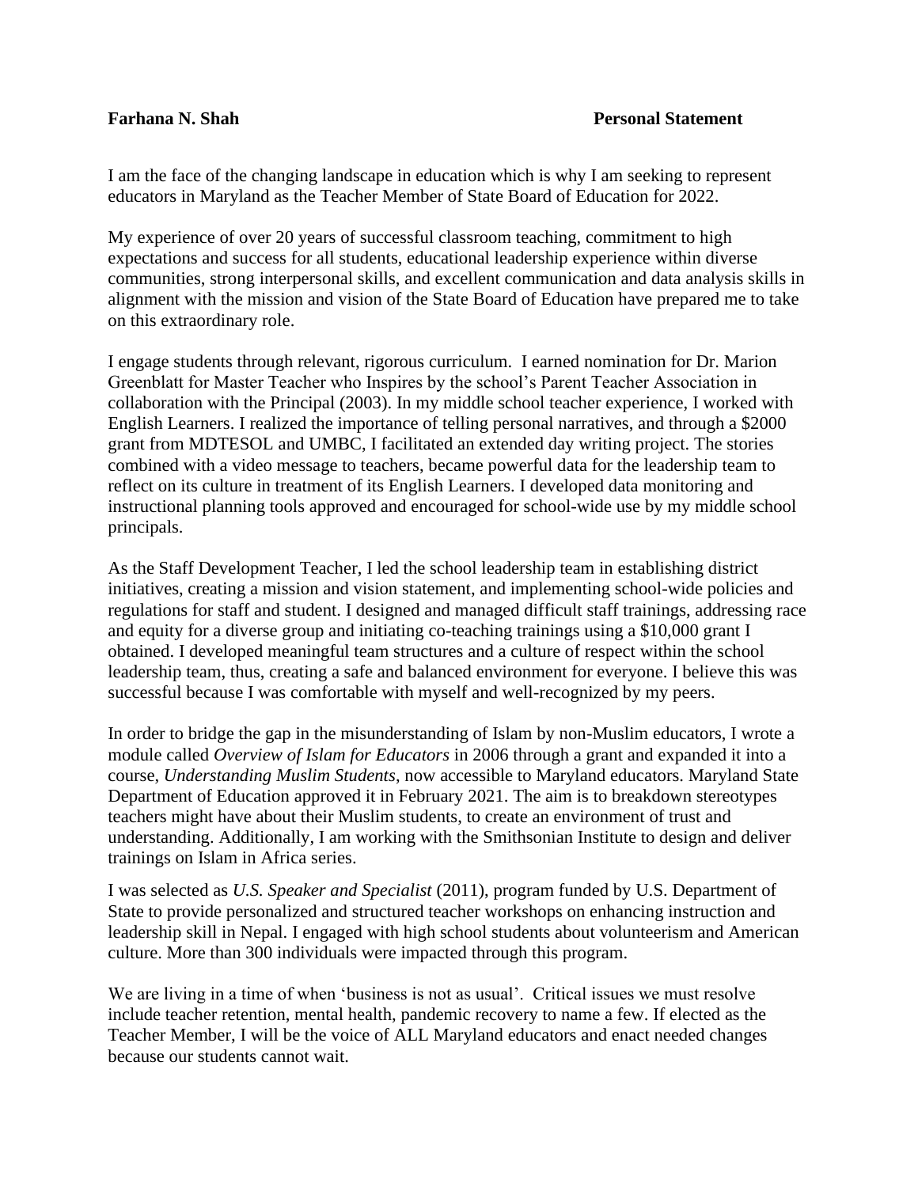**Farhana N. Shah** **Personal Statement**

I am the face of the changing landscape in education which is why I am seeking to represent educators in Maryland as the Teacher Member of State Board of Education for 2022.

My experience of over 20 years of successful classroom teaching, commitment to high expectations and success for all students, educational leadership experience within diverse communities, strong interpersonal skills, and excellent communication and data analysis skills in alignment with the mission and vision of the State Board of Education have prepared me to take on this extraordinary role.

I engage students through relevant, rigorous curriculum. I earned nomination for Dr. Marion Greenblatt for Master Teacher who Inspires by the school's Parent Teacher Association in collaboration with the Principal (2003). In my middle school teacher experience, I worked with English Learners. I realized the importance of telling personal narratives, and through a $2000 grant from MDTESOL and UMBC, I facilitated an extended day writing project. The stories combined with a video message to teachers, became powerful data for the leadership team to reflect on its culture in treatment of its English Learners. I developed data monitoring and instructional planning tools approved and encouraged for school-wide use by my middle school principals.

As the Staff Development Teacher, I led the school leadership team in establishing district initiatives, creating a mission and vision statement, and implementing school-wide policies and regulations for staff and student. I designed and managed difficult staff trainings, addressing race and equity for a diverse group and initiating co-teaching trainings using a $10,000 grant I obtained. I developed meaningful team structures and a culture of respect within the school leadership team, thus, creating a safe and balanced environment for everyone. I believe this was successful because I was comfortable with myself and well-recognized by my peers.

In order to bridge the gap in the misunderstanding of Islam by non-Muslim educators, I wrote a module called *Overview of Islam for Educators* in 2006 through a grant and expanded it into a course, *Understanding Muslim Students*, now accessible to Maryland educators. Maryland State Department of Education approved it in February 2021. The aim is to breakdown stereotypes teachers might have about their Muslim students, to create an environment of trust and understanding. Additionally, I am working with the Smithsonian Institute to design and deliver trainings on Islam in Africa series.

I was selected as *U.S. Speaker and Specialist* (2011), program funded by U.S. Department of State to provide personalized and structured teacher workshops on enhancing instruction and leadership skill in Nepal. I engaged with high school students about volunteerism and American culture. More than 300 individuals were impacted through this program.

We are living in a time of when 'business is not as usual'. Critical issues we must resolve include teacher retention, mental health, pandemic recovery to name a few. If elected as the Teacher Member, I will be the voice of ALL Maryland educators and enact needed changes because our students cannot wait.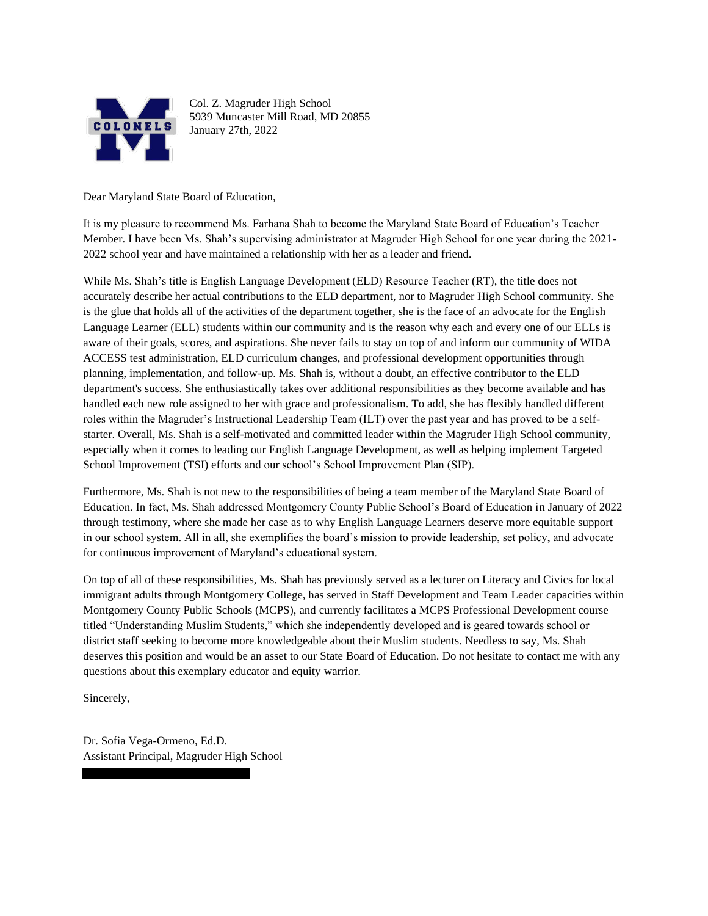Col. Z. Magruder High School
5939 Muncaster Mill Road, MD 20855
January 27th, 2022

Dear Maryland State Board of Education,

It is my pleasure to recommend Ms. Farhana Shah to become the Maryland State Board of Education's Teacher Member. I have been Ms. Shah's supervising administrator at Magruder High School for one year during the 2021-2022 school year and have maintained a relationship with her as a leader and friend.

While Ms. Shah's title is English Language Development (ELD) Resource Teacher (RT), the title does not accurately describe her actual contributions to the ELD department, nor to Magruder High School community. She is the glue that holds all of the activities of the department together, she is the face of an advocate for the English Language Learner (ELL) students within our community and is the reason why each and every one of our ELLs is aware of their goals, scores, and aspirations. She never fails to stay on top of and inform our community of WIDA ACCESS test administration, ELD curriculum changes, and professional development opportunities through planning, implementation, and follow-up. Ms. Shah is, without a doubt, an effective contributor to the ELD department's success. She enthusiastically takes over additional responsibilities as they become available and has handled each new role assigned to her with grace and professionalism. To add, she has flexibly handled different roles within the Magruder's Instructional Leadership Team (ILT) over the past year and has proved to be a self-starter. Overall, Ms. Shah is a self-motivated and committed leader within the Magruder High School community, especially when it comes to leading our English Language Development, as well as helping implement Targeted School Improvement (TSI) efforts and our school's School Improvement Plan (SIP).

Furthermore, Ms. Shah is not new to the responsibilities of being a team member of the Maryland State Board of Education. In fact, Ms. Shah addressed Montgomery County Public School's Board of Education in January of 2022 through testimony, where she made her case as to why English Language Learners deserve more equitable support in our school system. All in all, she exemplifies the board's mission to provide leadership, set policy, and advocate for continuous improvement of Maryland's educational system.

On top of all of these responsibilities, Ms. Shah has previously served as a lecturer on Literacy and Civics for local immigrant adults through Montgomery College, has served in Staff Development and Team Leader capacities within Montgomery County Public Schools (MCPS), and currently facilitates a MCPS Professional Development course titled "Understanding Muslim Students," which she independently developed and is geared towards school or district staff seeking to become more knowledgeable about their Muslim students. Needless to say, Ms. Shah deserves this position and would be an asset to our State Board of Education. Do not hesitate to contact me with any questions about this exemplary educator and equity warrior.

Sincerely,

Dr. Sofia Vega-Ormeno, Ed.D.
Assistant Principal, Magruder High School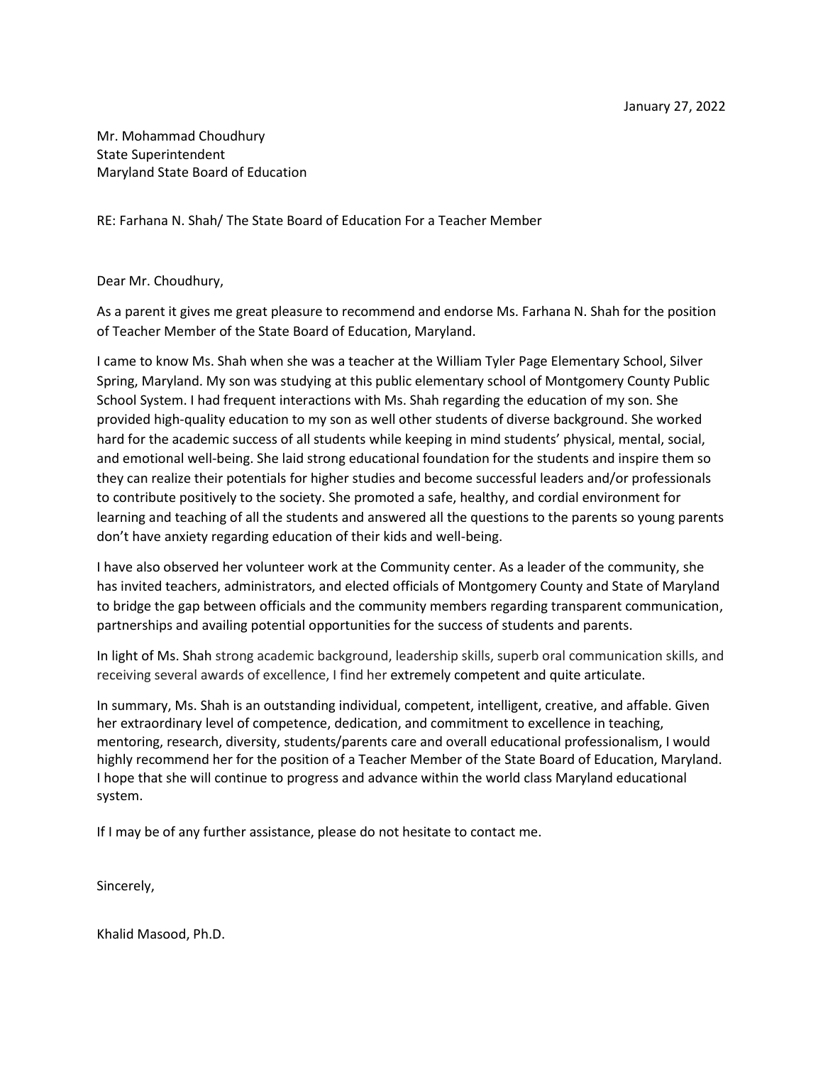January 27, 2022

Mr. Mohammad Choudhury
State Superintendent
Maryland State Board of Education

RE: Farhana N. Shah/ The State Board of Education For a Teacher Member

Dear Mr. Choudhury,

As a parent it gives me great pleasure to recommend and endorse Ms. Farhana N. Shah for the position of Teacher Member of the State Board of Education, Maryland.

I came to know Ms. Shah when she was a teacher at the William Tyler Page Elementary School, Silver Spring, Maryland. My son was studying at this public elementary school of Montgomery County Public School System. I had frequent interactions with Ms. Shah regarding the education of my son. She provided high-quality education to my son as well other students of diverse background. She worked hard for the academic success of all students while keeping in mind students' physical, mental, social, and emotional well-being. She laid strong educational foundation for the students and inspire them so they can realize their potentials for higher studies and become successful leaders and/or professionals to contribute positively to the society. She promoted a safe, healthy, and cordial environment for learning and teaching of all the students and answered all the questions to the parents so young parents don't have anxiety regarding education of their kids and well-being.

I have also observed her volunteer work at the Community center. As a leader of the community, she has invited teachers, administrators, and elected officials of Montgomery County and State of Maryland to bridge the gap between officials and the community members regarding transparent communication, partnerships and availing potential opportunities for the success of students and parents.

In light of Ms. Shah strong academic background, leadership skills, superb oral communication skills, and receiving several awards of excellence, I find her extremely competent and quite articulate.

In summary, Ms. Shah is an outstanding individual, competent, intelligent, creative, and affable. Given her extraordinary level of competence, dedication, and commitment to excellence in teaching, mentoring, research, diversity, students/parents care and overall educational professionalism, I would highly recommend her for the position of a Teacher Member of the State Board of Education, Maryland. I hope that she will continue to progress and advance within the world class Maryland educational system.

If I may be of any further assistance, please do not hesitate to contact me.

Sincerely,

Khalid Masood, Ph.D.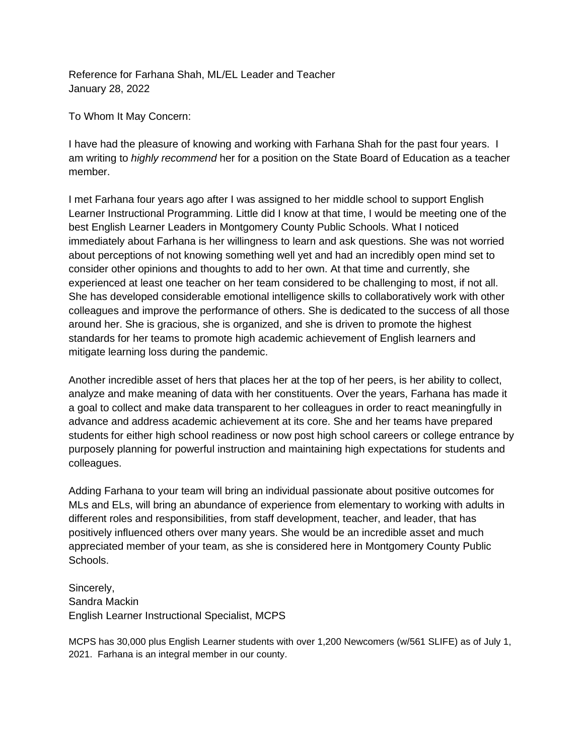Reference for Farhana Shah, ML/EL Leader and Teacher
January 28, 2022

To Whom It May Concern:

I have had the pleasure of knowing and working with Farhana Shah for the past four years. I am writing to *highly recommend* her for a position on the State Board of Education as a teacher member.

I met Farhana four years ago after I was assigned to her middle school to support English Learner Instructional Programming. Little did I know at that time, I would be meeting one of the best English Learner Leaders in Montgomery County Public Schools. What I noticed immediately about Farhana is her willingness to learn and ask questions. She was not worried about perceptions of not knowing something well yet and had an incredibly open mind set to consider other opinions and thoughts to add to her own. At that time and currently, she experienced at least one teacher on her team considered to be challenging to most, if not all. She has developed considerable emotional intelligence skills to collaboratively work with other colleagues and improve the performance of others. She is dedicated to the success of all those around her. She is gracious, she is organized, and she is driven to promote the highest standards for her teams to promote high academic achievement of English learners and mitigate learning loss during the pandemic.

Another incredible asset of hers that places her at the top of her peers, is her ability to collect, analyze and make meaning of data with her constituents. Over the years, Farhana has made it a goal to collect and make data transparent to her colleagues in order to react meaningfully in advance and address academic achievement at its core. She and her teams have prepared students for either high school readiness or now post high school careers or college entrance by purposely planning for powerful instruction and maintaining high expectations for students and colleagues.

Adding Farhana to your team will bring an individual passionate about positive outcomes for MLs and ELs, will bring an abundance of experience from elementary to working with adults in different roles and responsibilities, from staff development, teacher, and leader, that has positively influenced others over many years. She would be an incredible asset and much appreciated member of your team, as she is considered here in Montgomery County Public Schools.

Sincerely,
Sandra Mackin
English Learner Instructional Specialist, MCPS

MCPS has 30,000 plus English Learner students with over 1,200 Newcomers (w/561 SLIFE) as of July 1, 2021. Farhana is an integral member in our county.